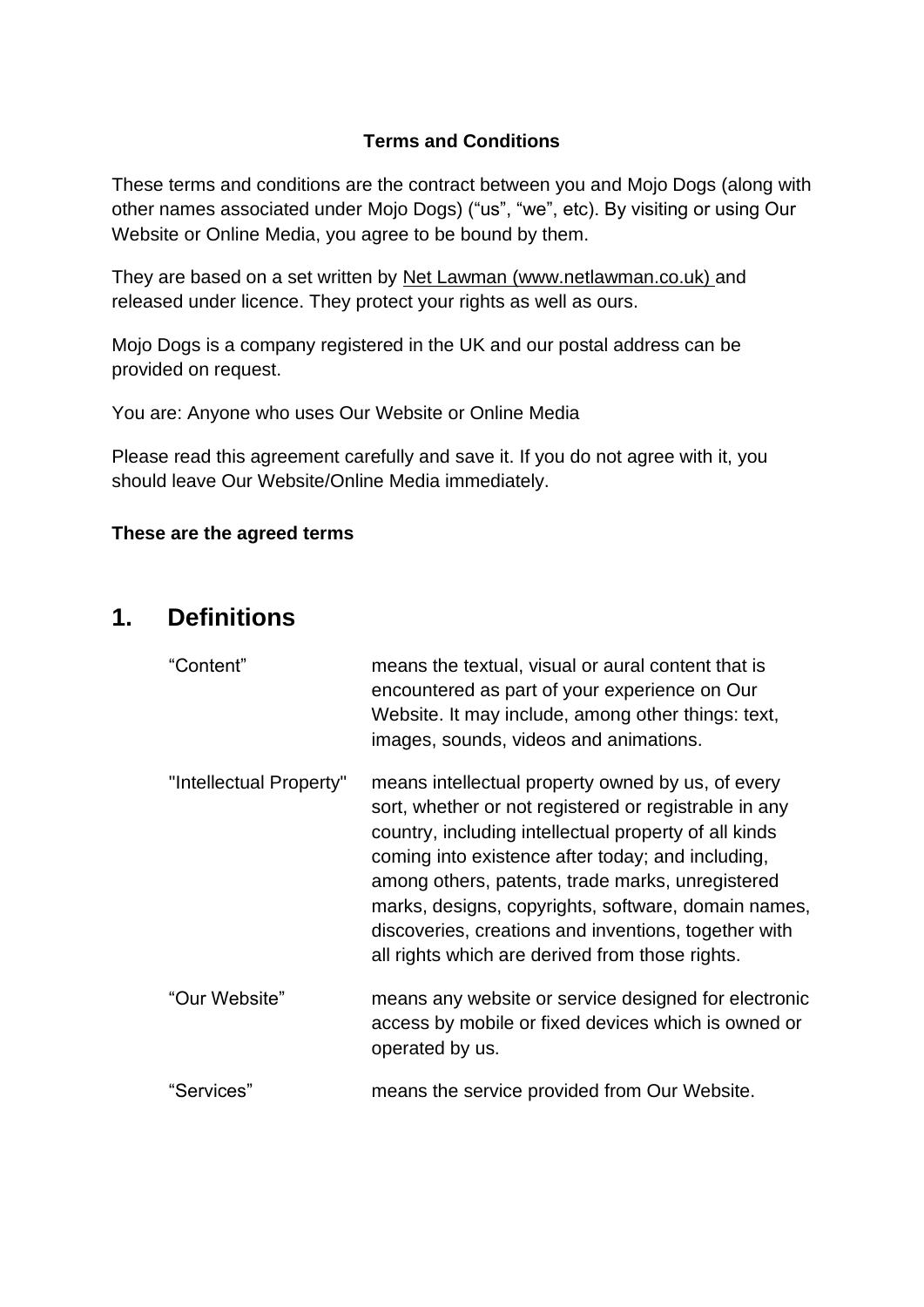**Terms and Conditions**

These terms and conditions are the contract between you and Mojo Dogs (along with other names associated under Mojo Dogs) (“us”, “we”, etc). By visiting or using Our Website or Online Media, you agree to be bound by them.

They are based on a set written by [Net Lawman (www.netlawman.co.uk)](http://www.netlawman.co.uk) and released under licence. They protect your rights as well as ours.

Mojo Dogs is a company registered in the UK and our postal address can be provided on request.

You are: Anyone who uses Our Website or Online Media

Please read this agreement carefully and save it. If you do not agree with it, you should leave Our Website/Online Media immediately.

**These are the agreed terms**

## 1. Definitions

| | |
|---|---|
| “Content” | means the textual, visual or aural content that is encountered as part of your experience on Our Website. It may include, among other things: text, images, sounds, videos and animations. |
| "Intellectual Property" | means intellectual property owned by us, of every sort, whether or not registered or registrable in any country, including intellectual property of all kinds coming into existence after today; and including, among others, patents, trade marks, unregistered marks, designs, copyrights, software, domain names, discoveries, creations and inventions, together with all rights which are derived from those rights. |
| “Our Website” | means any website or service designed for electronic access by mobile or fixed devices which is owned or operated by us. |
| “Services” | means the service provided from Our Website. |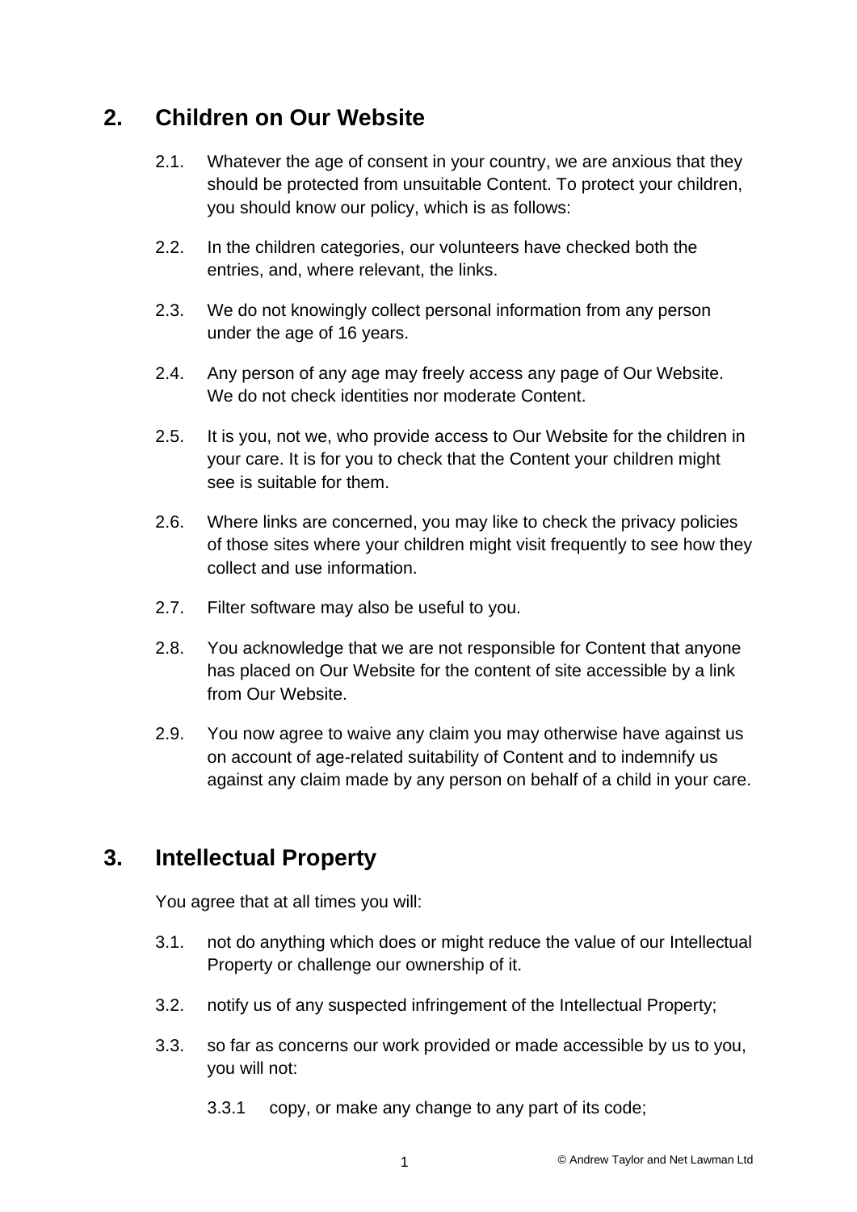## 2. Children on Our Website

2.1. Whatever the age of consent in your country, we are anxious that they should be protected from unsuitable Content. To protect your children, you should know our policy, which is as follows:

2.2. In the children categories, our volunteers have checked both the entries, and, where relevant, the links.

2.3. We do not knowingly collect personal information from any person under the age of 16 years.

2.4. Any person of any age may freely access any page of Our Website. We do not check identities nor moderate Content.

2.5. It is you, not we, who provide access to Our Website for the children in your care. It is for you to check that the Content your children might see is suitable for them.

2.6. Where links are concerned, you may like to check the privacy policies of those sites where your children might visit frequently to see how they collect and use information.

2.7. Filter software may also be useful to you.

2.8. You acknowledge that we are not responsible for Content that anyone has placed on Our Website for the content of site accessible by a link from Our Website.

2.9. You now agree to waive any claim you may otherwise have against us on account of age-related suitability of Content and to indemnify us against any claim made by any person on behalf of a child in your care.

## 3. Intellectual Property

You agree that at all times you will:

3.1. not do anything which does or might reduce the value of our Intellectual Property or challenge our ownership of it.

3.2. notify us of any suspected infringement of the Intellectual Property;

3.3. so far as concerns our work provided or made accessible by us to you, you will not:

3.3.1 copy, or make any change to any part of its code;

© Andrew Taylor and Net Lawman Ltd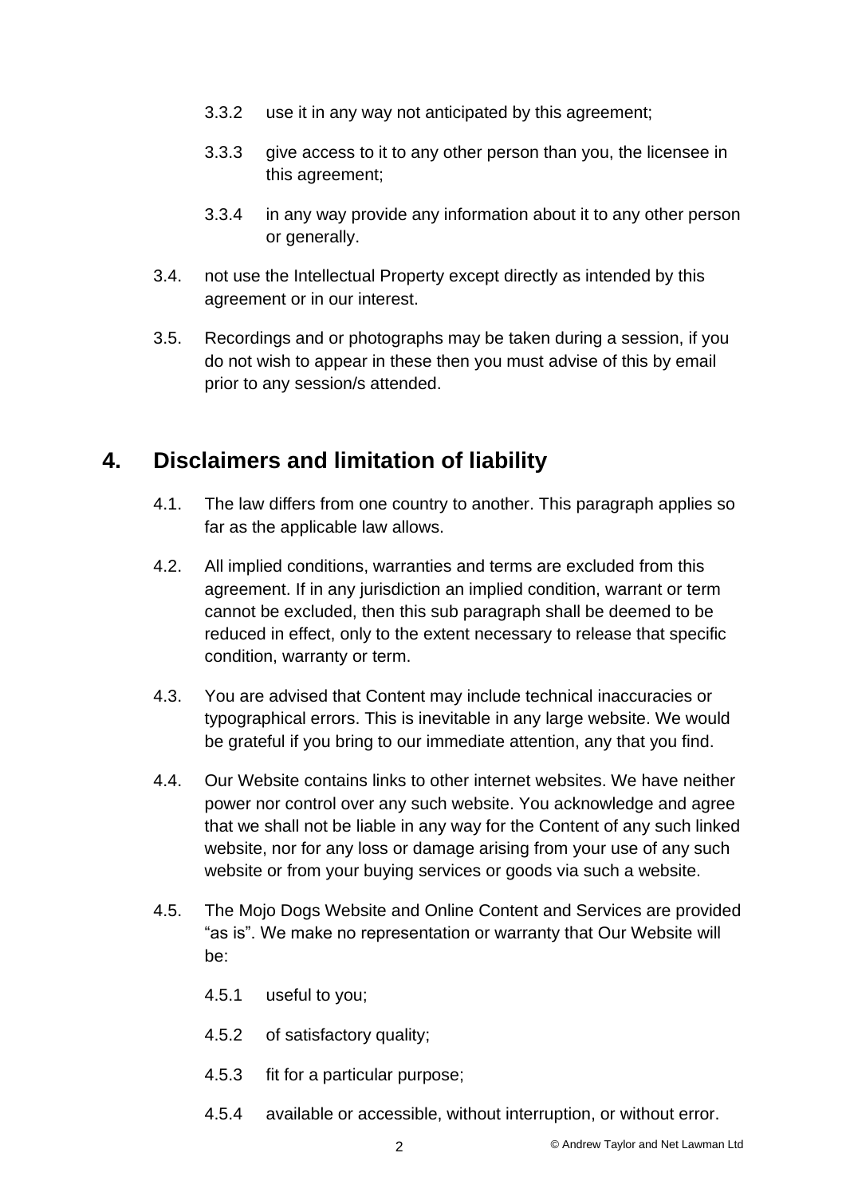3.3.2 use it in any way not anticipated by this agreement;

3.3.3 give access to it to any other person than you, the licensee in this agreement;

3.3.4 in any way provide any information about it to any other person or generally.

3.4. not use the Intellectual Property except directly as intended by this agreement or in our interest.

3.5. Recordings and or photographs may be taken during a session, if you do not wish to appear in these then you must advise of this by email prior to any session/s attended.

# 4. Disclaimers and limitation of liability

4.1. The law differs from one country to another. This paragraph applies so far as the applicable law allows.

4.2. All implied conditions, warranties and terms are excluded from this agreement. If in any jurisdiction an implied condition, warrant or term cannot be excluded, then this sub paragraph shall be deemed to be reduced in effect, only to the extent necessary to release that specific condition, warranty or term.

4.3. You are advised that Content may include technical inaccuracies or typographical errors. This is inevitable in any large website. We would be grateful if you bring to our immediate attention, any that you find.

4.4. Our Website contains links to other internet websites. We have neither power nor control over any such website. You acknowledge and agree that we shall not be liable in any way for the Content of any such linked website, nor for any loss or damage arising from your use of any such website or from your buying services or goods via such a website.

4.5. The Mojo Dogs Website and Online Content and Services are provided "as is". We make no representation or warranty that Our Website will be:

4.5.1 useful to you;

4.5.2 of satisfactory quality;

4.5.3 fit for a particular purpose;

4.5.4 available or accessible, without interruption, or without error.

© Andrew Taylor and Net Lawman Ltd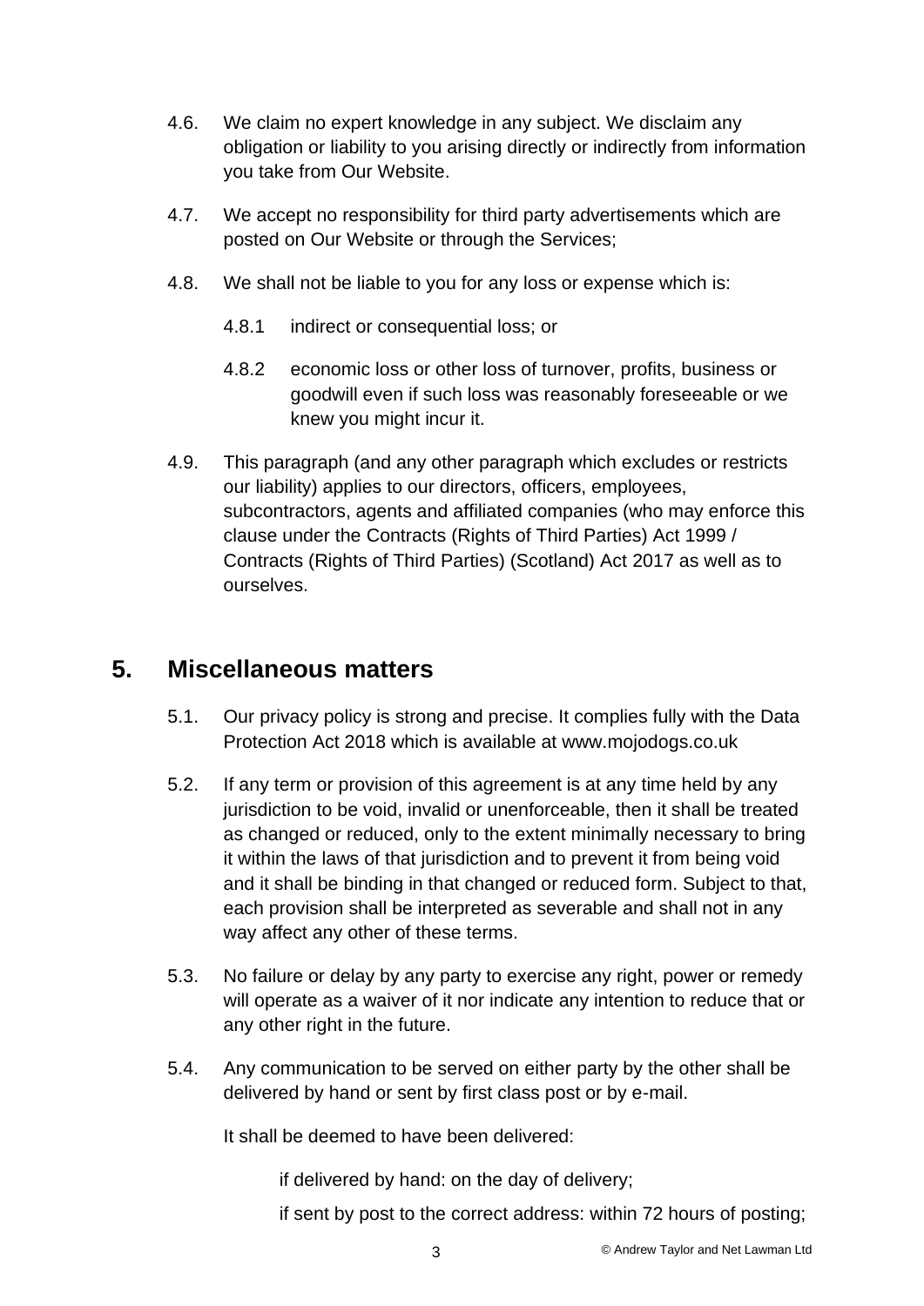4.6. We claim no expert knowledge in any subject. We disclaim any obligation or liability to you arising directly or indirectly from information you take from Our Website.

4.7. We accept no responsibility for third party advertisements which are posted on Our Website or through the Services;

4.8. We shall not be liable to you for any loss or expense which is:

4.8.1 indirect or consequential loss; or

4.8.2 economic loss or other loss of turnover, profits, business or goodwill even if such loss was reasonably foreseeable or we knew you might incur it.

4.9. This paragraph (and any other paragraph which excludes or restricts our liability) applies to our directors, officers, employees, subcontractors, agents and affiliated companies (who may enforce this clause under the Contracts (Rights of Third Parties) Act 1999 / Contracts (Rights of Third Parties) (Scotland) Act 2017 as well as to ourselves.

## 5. Miscellaneous matters

5.1. Our privacy policy is strong and precise. It complies fully with the Data Protection Act 2018 which is available at www.mojodogs.co.uk

5.2. If any term or provision of this agreement is at any time held by any jurisdiction to be void, invalid or unenforceable, then it shall be treated as changed or reduced, only to the extent minimally necessary to bring it within the laws of that jurisdiction and to prevent it from being void and it shall be binding in that changed or reduced form. Subject to that, each provision shall be interpreted as severable and shall not in any way affect any other of these terms.

5.3. No failure or delay by any party to exercise any right, power or remedy will operate as a waiver of it nor indicate any intention to reduce that or any other right in the future.

5.4. Any communication to be served on either party by the other shall be delivered by hand or sent by first class post or by e-mail.

It shall be deemed to have been delivered:

if delivered by hand: on the day of delivery;

if sent by post to the correct address: within 72 hours of posting;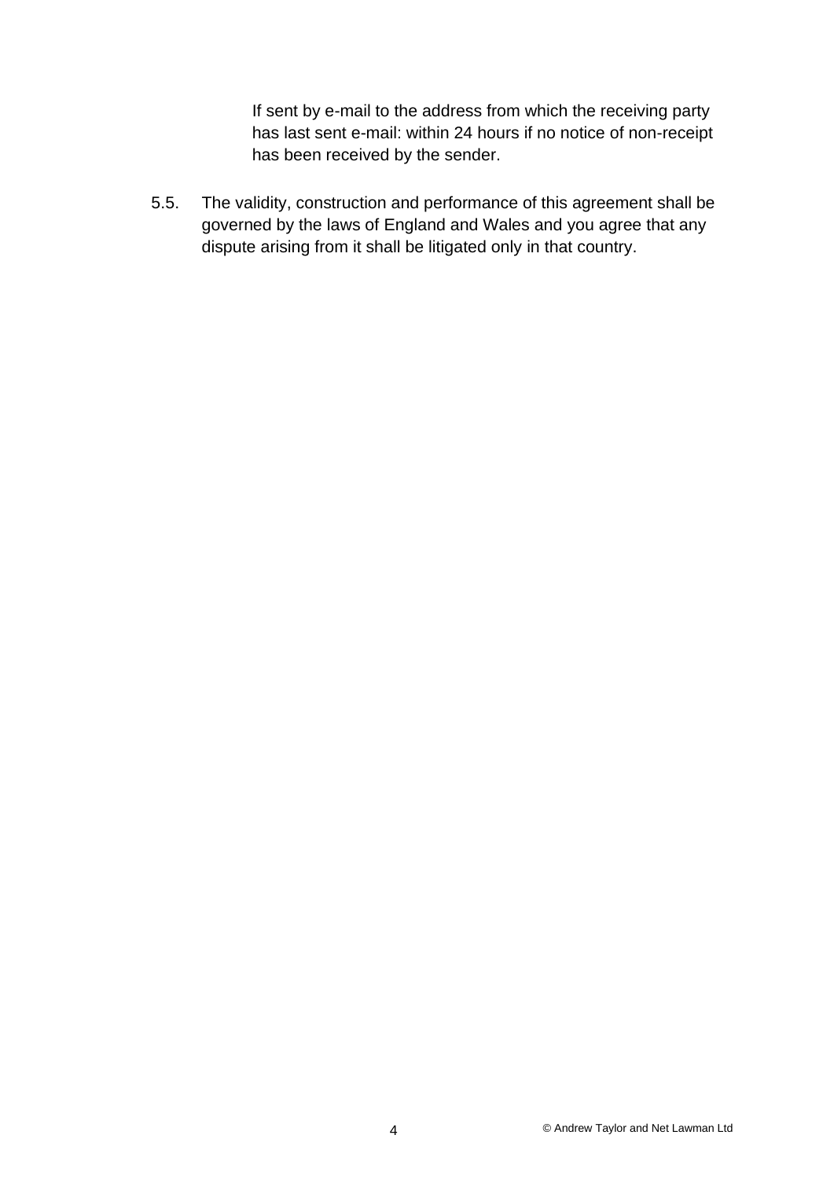If sent by e-mail to the address from which the receiving party has last sent e-mail: within 24 hours if no notice of non-receipt has been received by the sender.

5.5. The validity, construction and performance of this agreement shall be governed by the laws of England and Wales and you agree that any dispute arising from it shall be litigated only in that country.